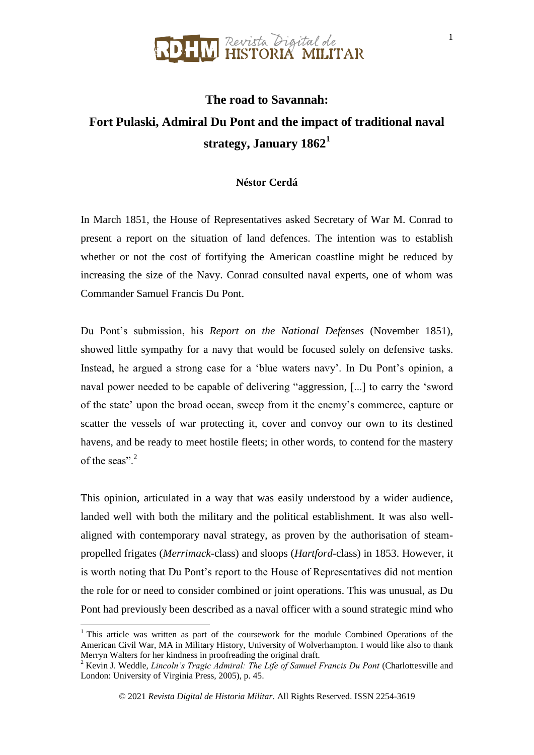# The road to Savannah: Fort Pulaski, Admiral Du Pont and the impact of traditional naval strategy, January 1862[1]

**Néstor Cerdá**

In March 1851, the House of Representatives asked Secretary of War M. Conrad to present a report on the situation of land defences. The intention was to establish whether or not the cost of fortifying the American coastline might be reduced by increasing the size of the Navy. Conrad consulted naval experts, one of whom was Commander Samuel Francis Du Pont.

Du Pont's submission, his *Report on the National Defenses* (November 1851), showed little sympathy for a navy that would be focused solely on defensive tasks. Instead, he argued a strong case for a 'blue waters navy'. In Du Pont's opinion, a naval power needed to be capable of delivering "aggression, [...] to carry the 'sword of the state' upon the broad ocean, sweep from it the enemy's commerce, capture or scatter the vessels of war protecting it, cover and convoy our own to its destined havens, and be ready to meet hostile fleets; in other words, to contend for the mastery of the seas".[2]

This opinion, articulated in a way that was easily understood by a wider audience, landed well with both the military and the political establishment. It was also well-aligned with contemporary naval strategy, as proven by the authorisation of steam-propelled frigates (*Merrimack*-class) and sloops (*Hartford*-class) in 1853. However, it is worth noting that Du Pont's report to the House of Representatives did not mention the role for or need to consider combined or joint operations. This was unusual, as Du Pont had previously been described as a naval officer with a sound strategic mind who

---

[1] This article was written as part of the coursework for the module Combined Operations of the American Civil War, MA in Military History, University of Wolverhampton. I would like also to thank Merryn Walters for her kindness in proofreading the original draft.

[2] Kevin J. Weddle, *Lincoln's Tragic Admiral: The Life of Samuel Francis Du Pont* (Charlottesville and London: University of Virginia Press, 2005), p. 45.

© 2021 *Revista Digital de Historia Militar*. All Rights Reserved. ISSN 2254-3619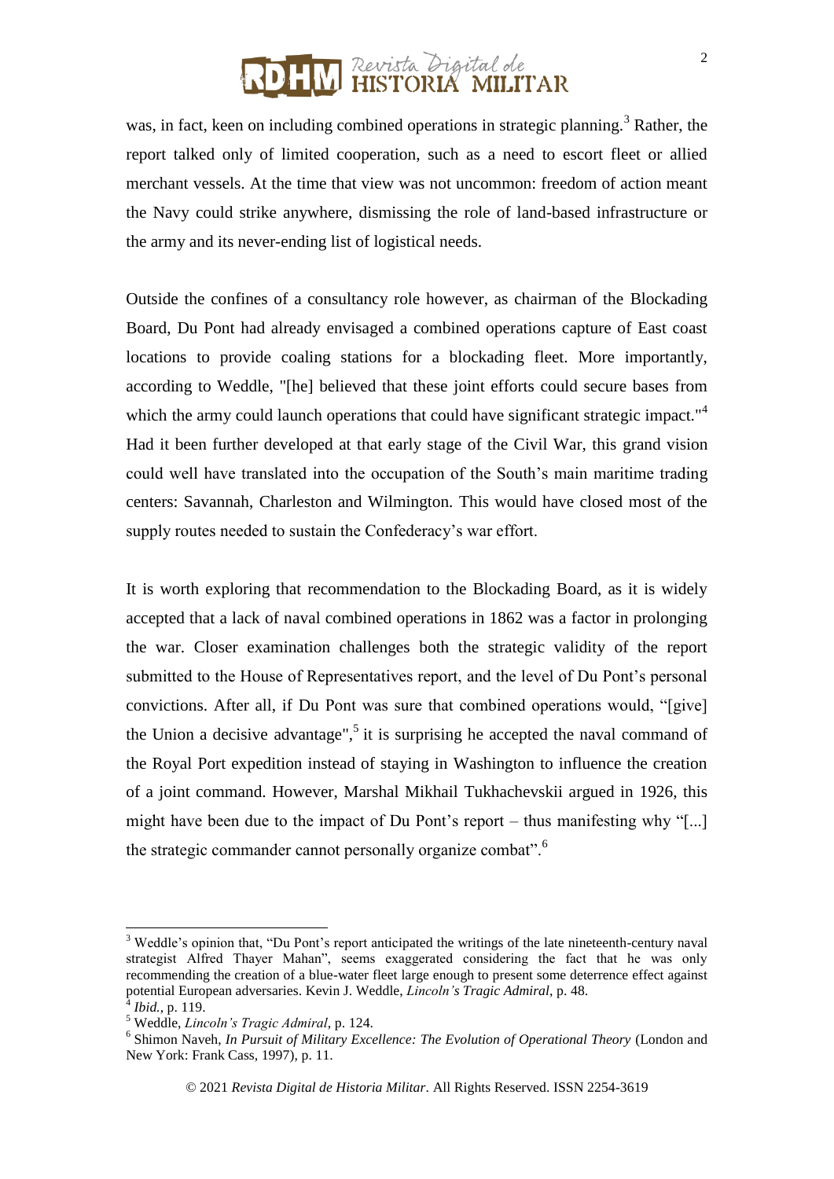was, in fact, keen on including combined operations in strategic planning.[3] Rather, the report talked only of limited cooperation, such as a need to escort fleet or allied merchant vessels. At the time that view was not uncommon: freedom of action meant the Navy could strike anywhere, dismissing the role of land-based infrastructure or the army and its never-ending list of logistical needs.

Outside the confines of a consultancy role however, as chairman of the Blockading Board, Du Pont had already envisaged a combined operations capture of East coast locations to provide coaling stations for a blockading fleet. More importantly, according to Weddle, "[he] believed that these joint efforts could secure bases from which the army could launch operations that could have significant strategic impact."[4] Had it been further developed at that early stage of the Civil War, this grand vision could well have translated into the occupation of the South's main maritime trading centers: Savannah, Charleston and Wilmington. This would have closed most of the supply routes needed to sustain the Confederacy's war effort.

It is worth exploring that recommendation to the Blockading Board, as it is widely accepted that a lack of naval combined operations in 1862 was a factor in prolonging the war. Closer examination challenges both the strategic validity of the report submitted to the House of Representatives report, and the level of Du Pont's personal convictions. After all, if Du Pont was sure that combined operations would, "[give] the Union a decisive advantage",[5] it is surprising he accepted the naval command of the Royal Port expedition instead of staying in Washington to influence the creation of a joint command. However, Marshal Mikhail Tukhachevskii argued in 1926, this might have been due to the impact of Du Pont's report – thus manifesting why "[...] the strategic commander cannot personally organize combat".[6]

---

[3] Weddle's opinion that, "Du Pont's report anticipated the writings of the late nineteenth-century naval strategist Alfred Thayer Mahan", seems exaggerated considering the fact that he was only recommending the creation of a blue-water fleet large enough to present some deterrence effect against potential European adversaries. Kevin J. Weddle, *Lincoln's Tragic Admiral*, p. 48.

[4] *Ibid.*, p. 119.

[5] Weddle, *Lincoln's Tragic Admiral*, p. 124.

[6] Shimon Naveh, *In Pursuit of Military Excellence: The Evolution of Operational Theory* (London and New York: Frank Cass, 1997), p. 11.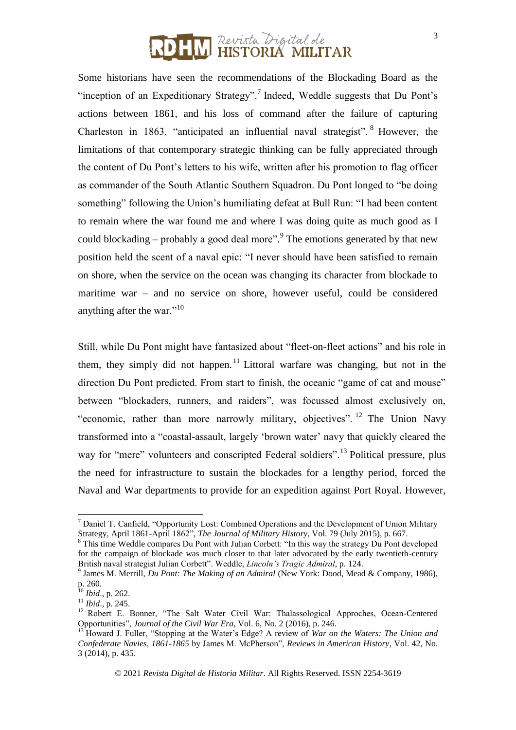Some historians have seen the recommendations of the Blockading Board as the "inception of an Expeditionary Strategy".[7] Indeed, Weddle suggests that Du Pont's actions between 1861, and his loss of command after the failure of capturing Charleston in 1863, "anticipated an influential naval strategist".[8] However, the limitations of that contemporary strategic thinking can be fully appreciated through the content of Du Pont's letters to his wife, written after his promotion to flag officer as commander of the South Atlantic Southern Squadron. Du Pont longed to "be doing something" following the Union's humiliating defeat at Bull Run: "I had been content to remain where the war found me and where I was doing quite as much good as I could blockading – probably a good deal more".[9] The emotions generated by that new position held the scent of a naval epic: "I never should have been satisfied to remain on shore, when the service on the ocean was changing its character from blockade to maritime war – and no service on shore, however useful, could be considered anything after the war."[10]

Still, while Du Pont might have fantasized about "fleet-on-fleet actions" and his role in them, they simply did not happen.[11] Littoral warfare was changing, but not in the direction Du Pont predicted. From start to finish, the oceanic "game of cat and mouse" between "blockaders, runners, and raiders", was focussed almost exclusively on, "economic, rather than more narrowly military, objectives".[12] The Union Navy transformed into a "coastal-assault, largely 'brown water' navy that quickly cleared the way for "mere" volunteers and conscripted Federal soldiers".[13] Political pressure, plus the need for infrastructure to sustain the blockades for a lengthy period, forced the Naval and War departments to provide for an expedition against Port Royal. However,

---

[7] Daniel T. Canfield, "Opportunity Lost: Combined Operations and the Development of Union Military Strategy, April 1861-April 1862", *The Journal of Military History*, Vol. 79 (July 2015), p. 667.

[8] This time Weddle compares Du Pont with Julian Corbett: "In this way the strategy Du Pont developed for the campaign of blockade was much closer to that later advocated by the early twentieth-century British naval strategist Julian Corbett". Weddle, *Lincoln's Tragic Admiral*, p. 124.

[9] James M. Merrill, *Du Pont: The Making of an Admiral* (New York: Dood, Mead & Company, 1986), p. 260.

[10] *Ibid*., p. 262.

[11] *Ibid*., p. 245.

[12] Robert E. Bonner, "The Salt Water Civil War: Thalassological Approches, Ocean-Centered Opportunities", *Journal of the Civil War Era*, Vol. 6, No. 2 (2016), p. 246.

[13] Howard J. Fuller, "Stopping at the Water's Edge? A review of *War on the Waters: The Union and Confederate Navies, 1861-1865* by James M. McPherson", *Reviews in American History*, Vol. 42, No. 3 (2014), p. 435.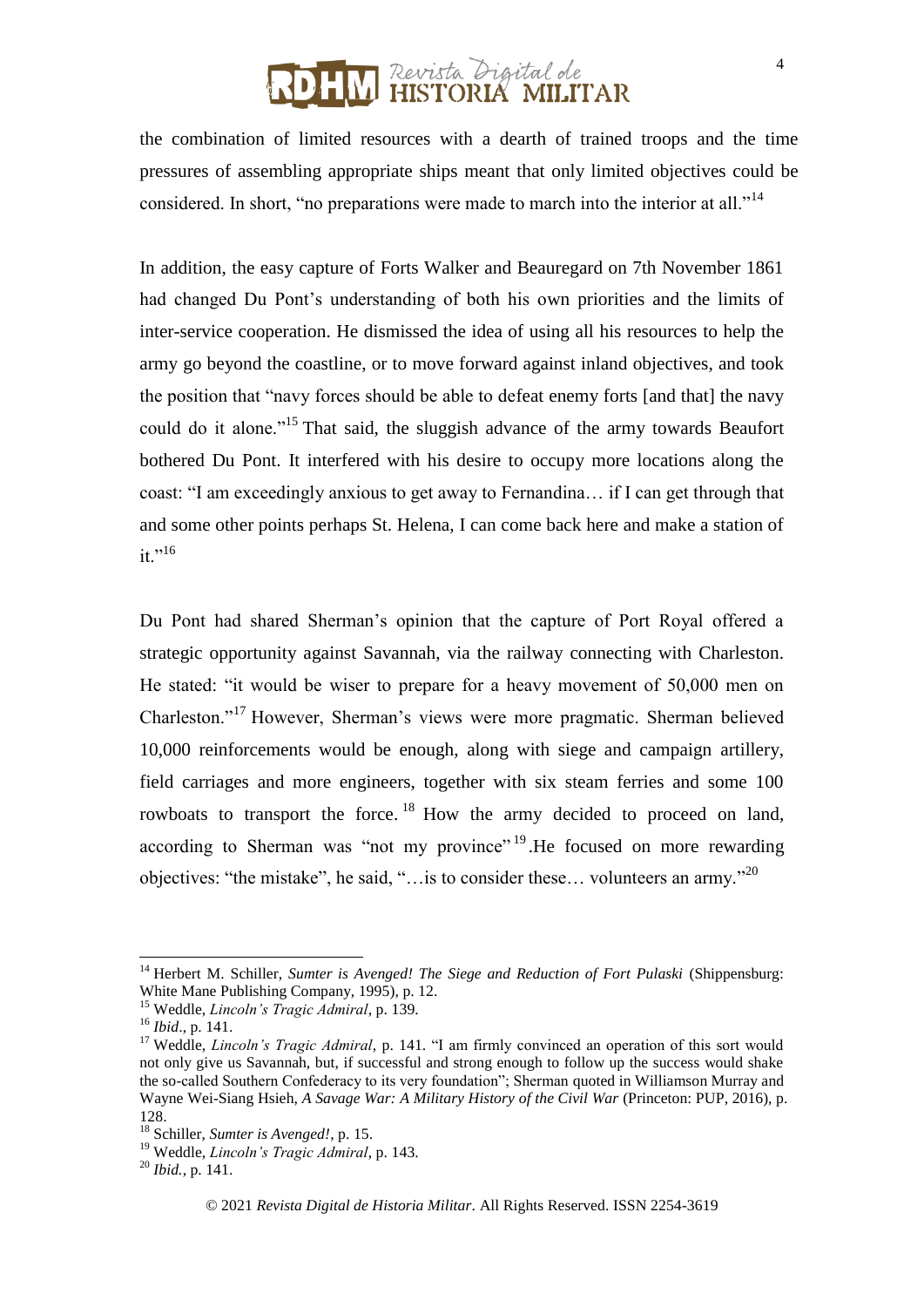the combination of limited resources with a dearth of trained troops and the time pressures of assembling appropriate ships meant that only limited objectives could be considered. In short, "no preparations were made to march into the interior at all."[14]

In addition, the easy capture of Forts Walker and Beauregard on 7th November 1861 had changed Du Pont's understanding of both his own priorities and the limits of inter-service cooperation. He dismissed the idea of using all his resources to help the army go beyond the coastline, or to move forward against inland objectives, and took the position that "navy forces should be able to defeat enemy forts [and that] the navy could do it alone."[15] That said, the sluggish advance of the army towards Beaufort bothered Du Pont. It interfered with his desire to occupy more locations along the coast: "I am exceedingly anxious to get away to Fernandina… if I can get through that and some other points perhaps St. Helena, I can come back here and make a station of it."[16]

Du Pont had shared Sherman's opinion that the capture of Port Royal offered a strategic opportunity against Savannah, via the railway connecting with Charleston. He stated: "it would be wiser to prepare for a heavy movement of 50,000 men on Charleston."[17] However, Sherman's views were more pragmatic. Sherman believed 10,000 reinforcements would be enough, along with siege and campaign artillery, field carriages and more engineers, together with six steam ferries and some 100 rowboats to transport the force.[18] How the army decided to proceed on land, according to Sherman was "not my province"[19].He focused on more rewarding objectives: "the mistake", he said, "…is to consider these… volunteers an army."[20]

---

[14] Herbert M. Schiller, *Sumter is Avenged! The Siege and Reduction of Fort Pulaski* (Shippensburg: White Mane Publishing Company, 1995), p. 12.

[15] Weddle, *Lincoln's Tragic Admiral*, p. 139.

[16] *Ibid.*, p. 141.

[17] Weddle, *Lincoln's Tragic Admiral*, p. 141. "I am firmly convinced an operation of this sort would not only give us Savannah, but, if successful and strong enough to follow up the success would shake the so-called Southern Confederacy to its very foundation"; Sherman quoted in Williamson Murray and Wayne Wei-Siang Hsieh, *A Savage War: A Military History of the Civil War* (Princeton: PUP, 2016), p. 128.

[18] Schiller, *Sumter is Avenged!*, p. 15.

[19] Weddle, *Lincoln's Tragic Admiral*, p. 143.

[20] *Ibid.*, p. 141.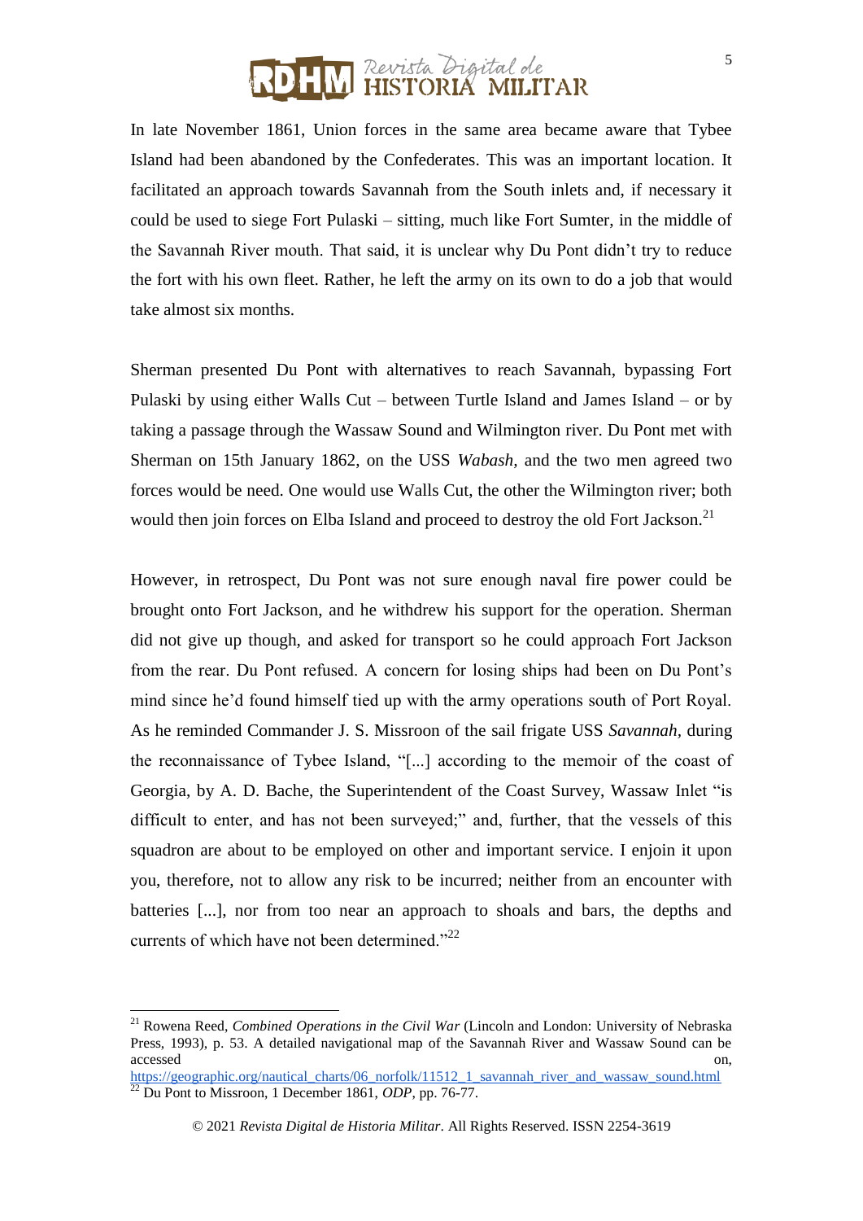In late November 1861, Union forces in the same area became aware that Tybee Island had been abandoned by the Confederates. This was an important location. It facilitated an approach towards Savannah from the South inlets and, if necessary it could be used to siege Fort Pulaski – sitting, much like Fort Sumter, in the middle of the Savannah River mouth. That said, it is unclear why Du Pont didn't try to reduce the fort with his own fleet. Rather, he left the army on its own to do a job that would take almost six months.

Sherman presented Du Pont with alternatives to reach Savannah, bypassing Fort Pulaski by using either Walls Cut – between Turtle Island and James Island – or by taking a passage through the Wassaw Sound and Wilmington river. Du Pont met with Sherman on 15th January 1862, on the USS *Wabash*, and the two men agreed two forces would be need. One would use Walls Cut, the other the Wilmington river; both would then join forces on Elba Island and proceed to destroy the old Fort Jackson.[21]

However, in retrospect, Du Pont was not sure enough naval fire power could be brought onto Fort Jackson, and he withdrew his support for the operation. Sherman did not give up though, and asked for transport so he could approach Fort Jackson from the rear. Du Pont refused. A concern for losing ships had been on Du Pont's mind since he'd found himself tied up with the army operations south of Port Royal. As he reminded Commander J. S. Missroon of the sail frigate USS *Savannah*, during the reconnaissance of Tybee Island, "[...] according to the memoir of the coast of Georgia, by A. D. Bache, the Superintendent of the Coast Survey, Wassaw Inlet "is difficult to enter, and has not been surveyed;" and, further, that the vessels of this squadron are about to be employed on other and important service. I enjoin it upon you, therefore, not to allow any risk to be incurred; neither from an encounter with batteries [...], nor from too near an approach to shoals and bars, the depths and currents of which have not been determined."[22]

---

[21] Rowena Reed, *Combined Operations in the Civil War* (Lincoln and London: University of Nebraska Press, 1993), p. 53. A detailed navigational map of the Savannah River and Wassaw Sound can be accessed on, https://geographic.org/nautical_charts/06_norfolk/11512_1_savannah_river_and_wassaw_sound.html

[22] Du Pont to Missroon, 1 December 1861, *ODP*, pp. 76-77.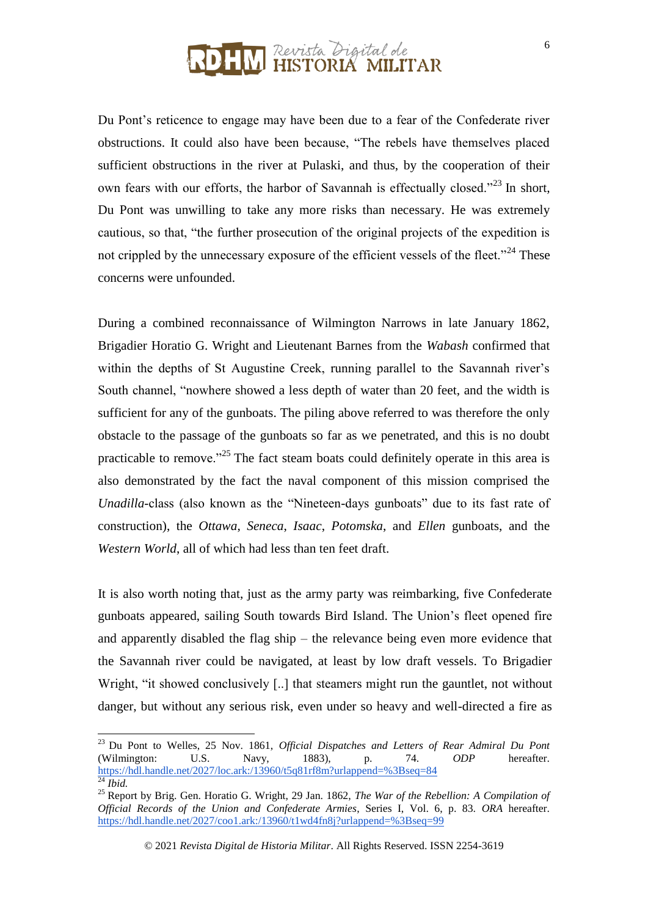Du Pont's reticence to engage may have been due to a fear of the Confederate river obstructions. It could also have been because, "The rebels have themselves placed sufficient obstructions in the river at Pulaski, and thus, by the cooperation of their own fears with our efforts, the harbor of Savannah is effectually closed."[23] In short, Du Pont was unwilling to take any more risks than necessary. He was extremely cautious, so that, "the further prosecution of the original projects of the expedition is not crippled by the unnecessary exposure of the efficient vessels of the fleet."[24] These concerns were unfounded.

During a combined reconnaissance of Wilmington Narrows in late January 1862, Brigadier Horatio G. Wright and Lieutenant Barnes from the *Wabash* confirmed that within the depths of St Augustine Creek, running parallel to the Savannah river's South channel, "nowhere showed a less depth of water than 20 feet, and the width is sufficient for any of the gunboats. The piling above referred to was therefore the only obstacle to the passage of the gunboats so far as we penetrated, and this is no doubt practicable to remove."[25] The fact steam boats could definitely operate in this area is also demonstrated by the fact the naval component of this mission comprised the *Unadilla*-class (also known as the "Nineteen-days gunboats" due to its fast rate of construction), the *Ottawa*, *Seneca*, *Isaac*, *Potomska*, and *Ellen* gunboats, and the *Western World*, all of which had less than ten feet draft.

It is also worth noting that, just as the army party was reimbarking, five Confederate gunboats appeared, sailing South towards Bird Island. The Union's fleet opened fire and apparently disabled the flag ship – the relevance being even more evidence that the Savannah river could be navigated, at least by low draft vessels. To Brigadier Wright, "it showed conclusively [..] that steamers might run the gauntlet, not without danger, but without any serious risk, even under so heavy and well-directed a fire as

---

[23] Du Pont to Welles, 25 Nov. 1861, *Official Dispatches and Letters of Rear Admiral Du Pont* (Wilmington: U.S. Navy, 1883), p. 74. *ODP* hereafter. https://hdl.handle.net/2027/loc.ark:/13960/t5q81rf8m?urlappend=%3Bseq=84

[24] *Ibid.*

[25] Report by Brig. Gen. Horatio G. Wright, 29 Jan. 1862, *The War of the Rebellion: A Compilation of Official Records of the Union and Confederate Armies*, Series I, Vol. 6, p. 83. *ORA* hereafter. https://hdl.handle.net/2027/coo1.ark:/13960/t1wd4fn8j?urlappend=%3Bseq=99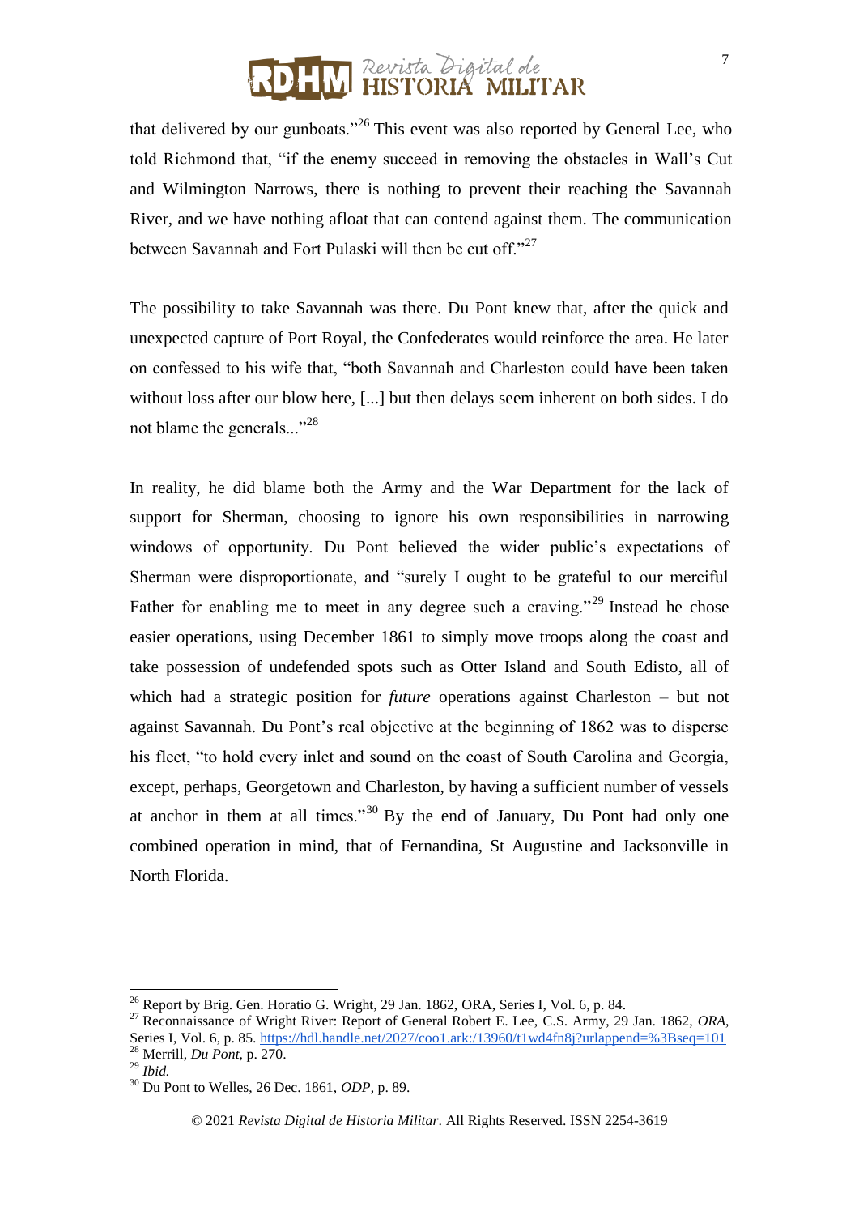that delivered by our gunboats."[26] This event was also reported by General Lee, who told Richmond that, "if the enemy succeed in removing the obstacles in Wall's Cut and Wilmington Narrows, there is nothing to prevent their reaching the Savannah River, and we have nothing afloat that can contend against them. The communication between Savannah and Fort Pulaski will then be cut off."[27]

The possibility to take Savannah was there. Du Pont knew that, after the quick and unexpected capture of Port Royal, the Confederates would reinforce the area. He later on confessed to his wife that, "both Savannah and Charleston could have been taken without loss after our blow here, [...] but then delays seem inherent on both sides. I do not blame the generals..."[28]

In reality, he did blame both the Army and the War Department for the lack of support for Sherman, choosing to ignore his own responsibilities in narrowing windows of opportunity. Du Pont believed the wider public's expectations of Sherman were disproportionate, and "surely I ought to be grateful to our merciful Father for enabling me to meet in any degree such a craving."[29] Instead he chose easier operations, using December 1861 to simply move troops along the coast and take possession of undefended spots such as Otter Island and South Edisto, all of which had a strategic position for *future* operations against Charleston – but not against Savannah. Du Pont's real objective at the beginning of 1862 was to disperse his fleet, "to hold every inlet and sound on the coast of South Carolina and Georgia, except, perhaps, Georgetown and Charleston, by having a sufficient number of vessels at anchor in them at all times."[30] By the end of January, Du Pont had only one combined operation in mind, that of Fernandina, St Augustine and Jacksonville in North Florida.

---

[26] Report by Brig. Gen. Horatio G. Wright, 29 Jan. 1862, ORA, Series I, Vol. 6, p. 84.

[27] Reconnaissance of Wright River: Report of General Robert E. Lee, C.S. Army, 29 Jan. 1862, *ORA*, Series I, Vol. 6, p. 85. https://hdl.handle.net/2027/coo1.ark:/13960/t1wd4fn8j?urlappend=%3Bseq=101

[28] Merrill, *Du Pont*, p. 270.

[29] *Ibid.*

[30] Du Pont to Welles, 26 Dec. 1861, *ODP*, p. 89.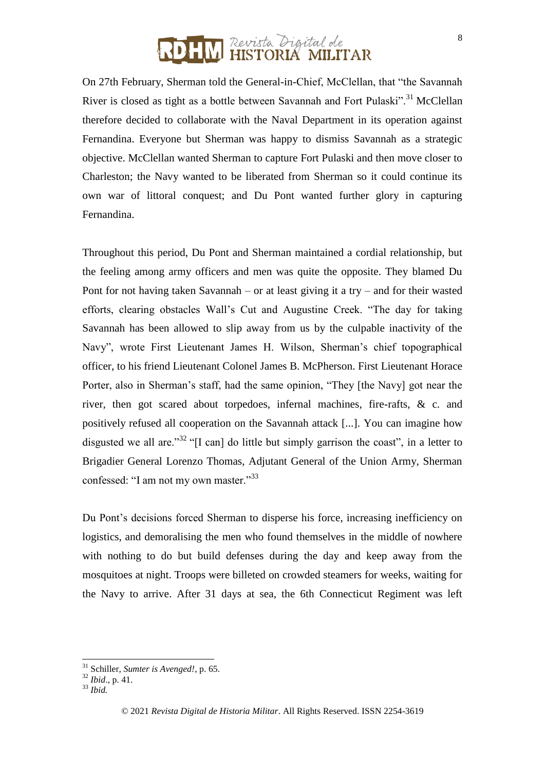On 27th February, Sherman told the General-in-Chief, McClellan, that "the Savannah River is closed as tight as a bottle between Savannah and Fort Pulaski".[31] McClellan therefore decided to collaborate with the Naval Department in its operation against Fernandina. Everyone but Sherman was happy to dismiss Savannah as a strategic objective. McClellan wanted Sherman to capture Fort Pulaski and then move closer to Charleston; the Navy wanted to be liberated from Sherman so it could continue its own war of littoral conquest; and Du Pont wanted further glory in capturing Fernandina.

Throughout this period, Du Pont and Sherman maintained a cordial relationship, but the feeling among army officers and men was quite the opposite. They blamed Du Pont for not having taken Savannah – or at least giving it a try – and for their wasted efforts, clearing obstacles Wall's Cut and Augustine Creek. "The day for taking Savannah has been allowed to slip away from us by the culpable inactivity of the Navy", wrote First Lieutenant James H. Wilson, Sherman's chief topographical officer, to his friend Lieutenant Colonel James B. McPherson. First Lieutenant Horace Porter, also in Sherman's staff, had the same opinion, "They [the Navy] got near the river, then got scared about torpedoes, infernal machines, fire-rafts, & c. and positively refused all cooperation on the Savannah attack [...]. You can imagine how disgusted we all are."[32] "[I can] do little but simply garrison the coast", in a letter to Brigadier General Lorenzo Thomas, Adjutant General of the Union Army, Sherman confessed: "I am not my own master."[33]

Du Pont's decisions forced Sherman to disperse his force, increasing inefficiency on logistics, and demoralising the men who found themselves in the middle of nowhere with nothing to do but build defenses during the day and keep away from the mosquitoes at night. Troops were billeted on crowded steamers for weeks, waiting for the Navy to arrive. After 31 days at sea, the 6th Connecticut Regiment was left

---

[31] Schiller, *Sumter is Avenged!*, p. 65.

[32] *Ibid*., p. 41.

[33] *Ibid.*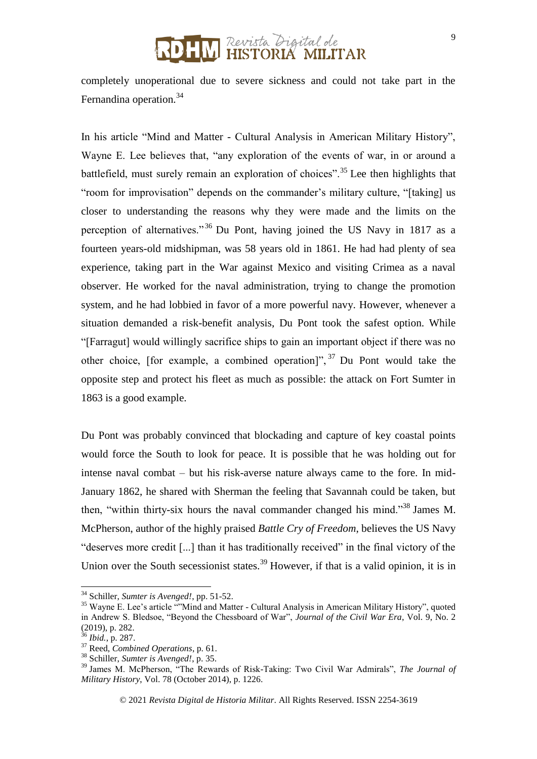completely unoperational due to severe sickness and could not take part in the Fernandina operation.[34]

In his article "Mind and Matter - Cultural Analysis in American Military History", Wayne E. Lee believes that, "any exploration of the events of war, in or around a battlefield, must surely remain an exploration of choices".[35] Lee then highlights that "room for improvisation" depends on the commander's military culture, "[taking] us closer to understanding the reasons why they were made and the limits on the perception of alternatives."[36] Du Pont, having joined the US Navy in 1817 as a fourteen years-old midshipman, was 58 years old in 1861. He had had plenty of sea experience, taking part in the War against Mexico and visiting Crimea as a naval observer. He worked for the naval administration, trying to change the promotion system, and he had lobbied in favor of a more powerful navy. However, whenever a situation demanded a risk-benefit analysis, Du Pont took the safest option. While "[Farragut] would willingly sacrifice ships to gain an important object if there was no other choice, [for example, a combined operation]",[37] Du Pont would take the opposite step and protect his fleet as much as possible: the attack on Fort Sumter in 1863 is a good example.

Du Pont was probably convinced that blockading and capture of key coastal points would force the South to look for peace. It is possible that he was holding out for intense naval combat – but his risk-averse nature always came to the fore. In mid-January 1862, he shared with Sherman the feeling that Savannah could be taken, but then, "within thirty-six hours the naval commander changed his mind."[38] James M. McPherson, author of the highly praised *Battle Cry of Freedom*, believes the US Navy "deserves more credit [...] than it has traditionally received" in the final victory of the Union over the South secessionist states.[39] However, if that is a valid opinion, it is in

---

[34] Schiller, *Sumter is Avenged!*, pp. 51-52.

[35] Wayne E. Lee's article ""Mind and Matter - Cultural Analysis in American Military History", quoted in Andrew S. Bledsoe, "Beyond the Chessboard of War", *Journal of the Civil War Era*, Vol. 9, No. 2 (2019), p. 282.

[36] *Ibid.*, p. 287.

[37] Reed, *Combined Operations*, p. 61.

[38] Schiller, *Sumter is Avenged!*, p. 35.

[39] James M. McPherson, "The Rewards of Risk-Taking: Two Civil War Admirals", *The Journal of Military History*, Vol. 78 (October 2014), p. 1226.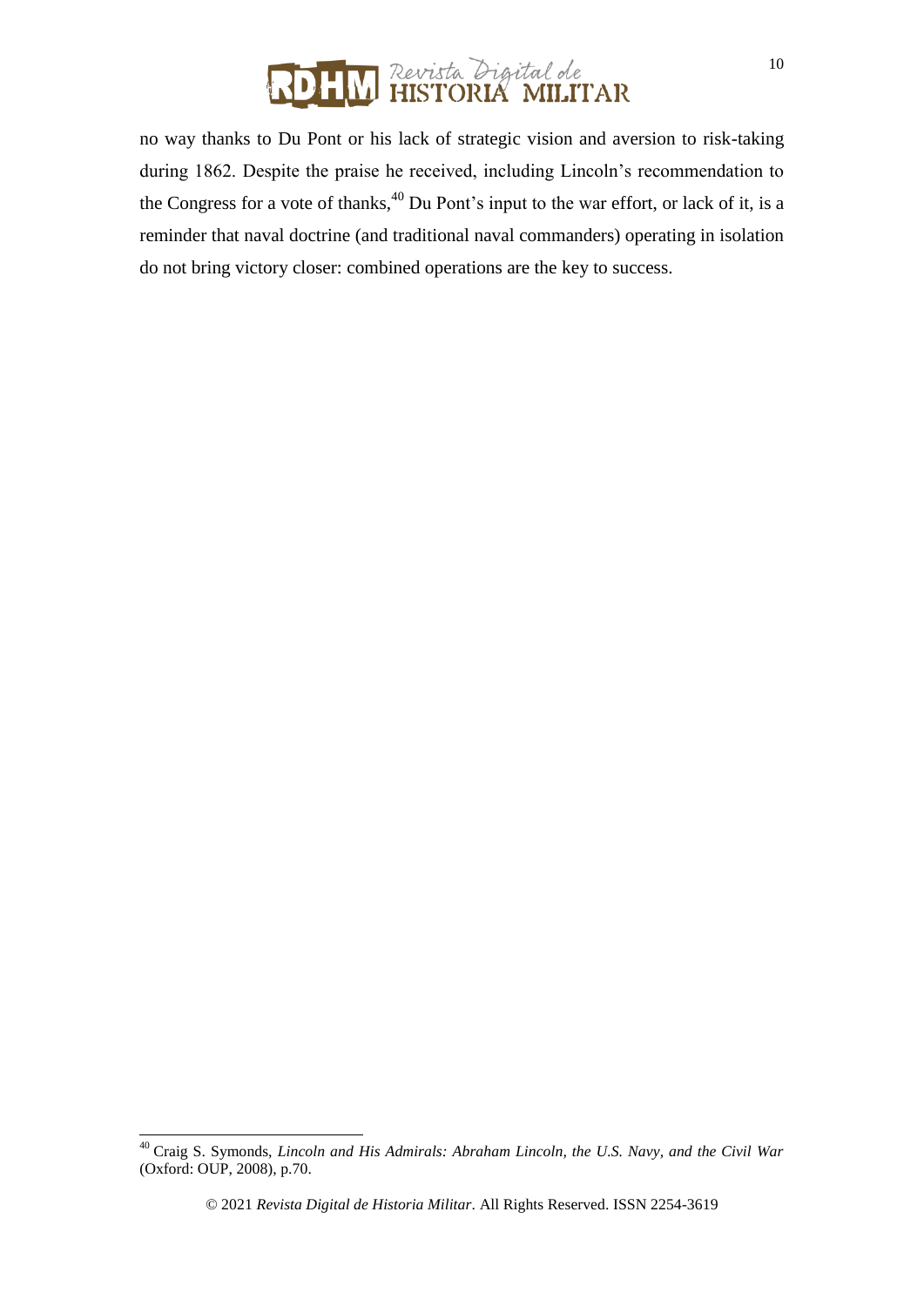no way thanks to Du Pont or his lack of strategic vision and aversion to risk-taking during 1862. Despite the praise he received, including Lincoln's recommendation to the Congress for a vote of thanks,[40] Du Pont's input to the war effort, or lack of it, is a reminder that naval doctrine (and traditional naval commanders) operating in isolation do not bring victory closer: combined operations are the key to success.

---

[40] Craig S. Symonds, *Lincoln and His Admirals: Abraham Lincoln, the U.S. Navy, and the Civil War* (Oxford: OUP, 2008), p.70.